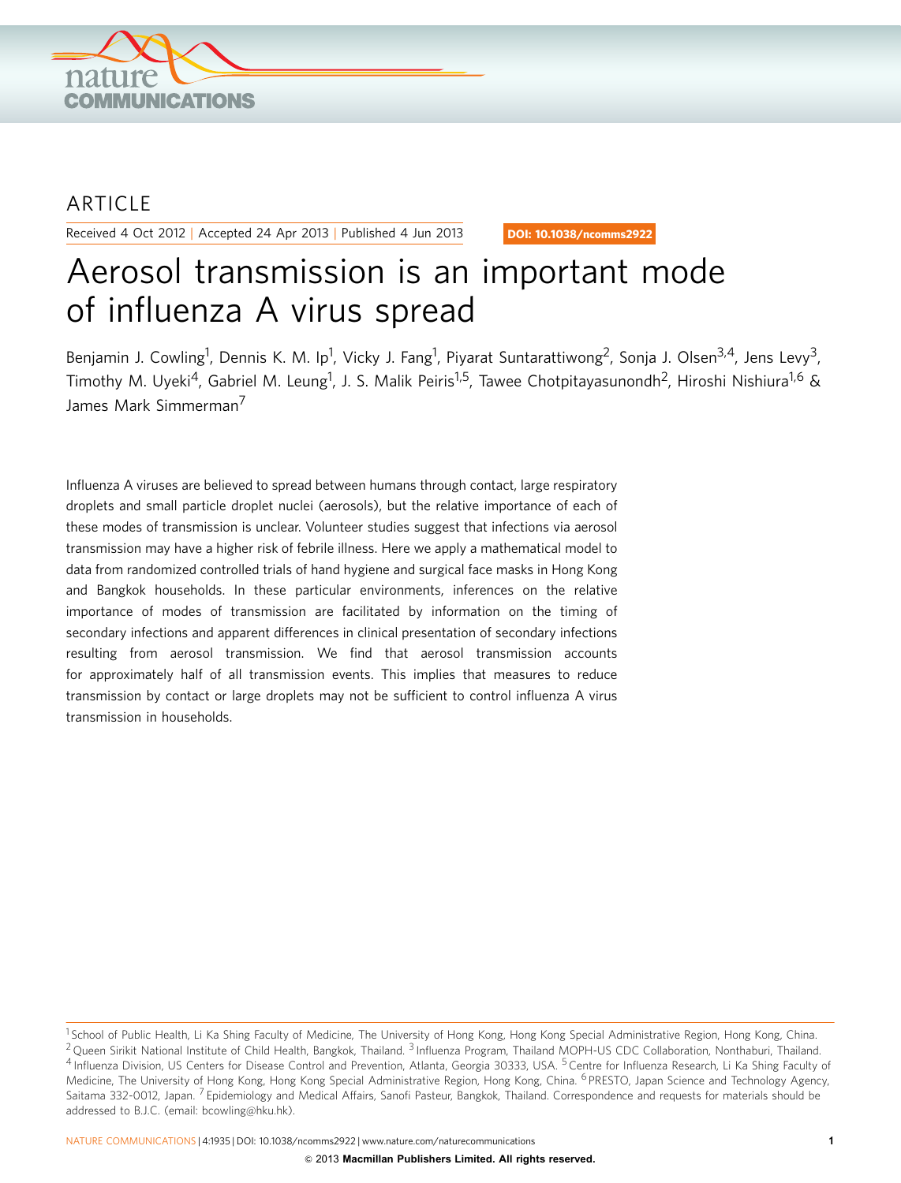ARTICLE

Received 4 Oct 2012 | Accepted 24 Apr 2013 | Published 4 Jun 2013

DOI: 10.1038/ncomms2922

# Aerosol transmission is an important mode of influenza A virus spread

Benjamin J. Cowling[1], Dennis K. M. Ip[1], Vicky J. Fang[1], Piyarat Suntarattiwong[2], Sonja J. Olsen[3,4], Jens Levy[3], Timothy M. Uyeki[4], Gabriel M. Leung[1], J. S. Malik Peiris[1,5], Tawee Chotpitayasunondh[2], Hiroshi Nishiura[1,6] & James Mark Simmerman[7]

Influenza A viruses are believed to spread between humans through contact, large respiratory droplets and small particle droplet nuclei (aerosols), but the relative importance of each of these modes of transmission is unclear. Volunteer studies suggest that infections via aerosol transmission may have a higher risk of febrile illness. Here we apply a mathematical model to data from randomized controlled trials of hand hygiene and surgical face masks in Hong Kong and Bangkok households. In these particular environments, inferences on the relative importance of modes of transmission are facilitated by information on the timing of secondary infections and apparent differences in clinical presentation of secondary infections resulting from aerosol transmission. We find that aerosol transmission accounts for approximately half of all transmission events. This implies that measures to reduce transmission by contact or large droplets may not be sufficient to control influenza A virus transmission in households.

[1] School of Public Health, Li Ka Shing Faculty of Medicine, The University of Hong Kong, Hong Kong Special Administrative Region, Hong Kong, China. [2] Queen Sirikit National Institute of Child Health, Bangkok, Thailand. [3] Influenza Program, Thailand MOPH-US CDC Collaboration, Nonthaburi, Thailand. [4] Influenza Division, US Centers for Disease Control and Prevention, Atlanta, Georgia 30333, USA. [5] Centre for Influenza Research, Li Ka Shing Faculty of Medicine, The University of Hong Kong, Hong Kong Special Administrative Region, Hong Kong, China. [6] PRESTO, Japan Science and Technology Agency, Saitama 332-0012, Japan. [7] Epidemiology and Medical Affairs, Sanofi Pasteur, Bangkok, Thailand. Correspondence and requests for materials should be addressed to B.J.C. (email: bcowling@hku.hk).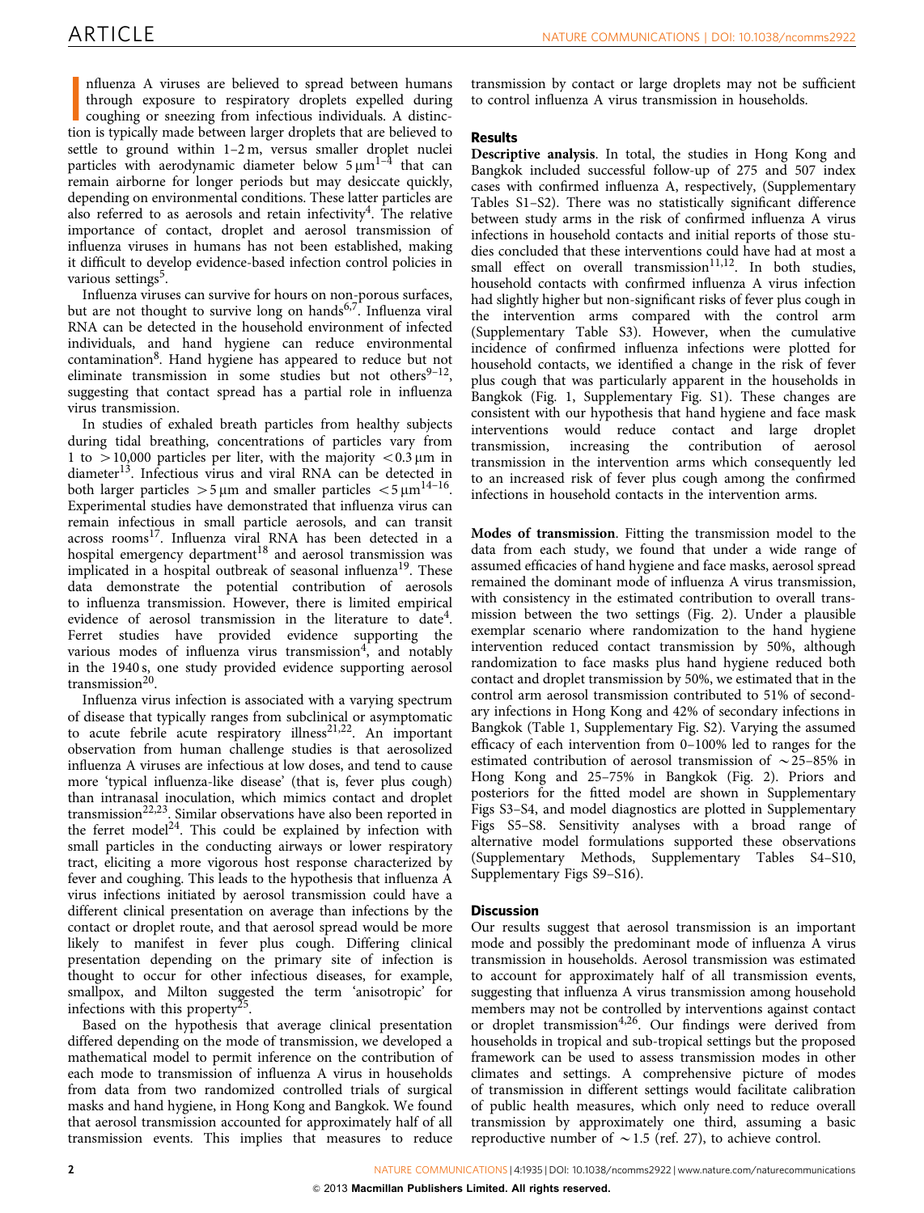Influenza A viruses are believed to spread between humans through exposure to respiratory droplets expelled during coughing or sneezing from infectious individuals. A distinction is typically made between larger droplets that are believed to settle to ground within 1–2 m, versus smaller droplet nuclei particles with aerodynamic diameter below $5\,\mu m$[1–4] that can remain airborne for longer periods but may desiccate quickly, depending on environmental conditions. These latter particles are also referred to as aerosols and retain infectivity[4]. The relative importance of contact, droplet and aerosol transmission of influenza viruses in humans has not been established, making it difficult to develop evidence-based infection control policies in various settings[5].

Influenza viruses can survive for hours on non-porous surfaces, but are not thought to survive long on hands[6,7]. Influenza viral RNA can be detected in the household environment of infected individuals, and hand hygiene can reduce environmental contamination[8]. Hand hygiene has appeared to reduce but not eliminate transmission in some studies but not others[9–12], suggesting that contact spread has a partial role in influenza virus transmission.

In studies of exhaled breath particles from healthy subjects during tidal breathing, concentrations of particles vary from 1 to $>10{,}000$ particles per liter, with the majority $<0.3\,\mu m$ in diameter[13]. Infectious virus and viral RNA can be detected in both larger particles $>5\,\mu m$ and smaller particles $<5\,\mu m$[14–16]. Experimental studies have demonstrated that influenza virus can remain infectious in small particle aerosols, and can transit across rooms[17]. Influenza viral RNA has been detected in a hospital emergency department[18] and aerosol transmission was implicated in a hospital outbreak of seasonal influenza[19]. These data demonstrate the potential contribution of aerosols to influenza transmission. However, there is limited empirical evidence of aerosol transmission in the literature to date[4]. Ferret studies have provided evidence supporting the various modes of influenza virus transmission[4], and notably in the 1940 s, one study provided evidence supporting aerosol transmission[20].

Influenza virus infection is associated with a varying spectrum of disease that typically ranges from subclinical or asymptomatic to acute febrile acute respiratory illness[21,22]. An important observation from human challenge studies is that aerosolized influenza A viruses are infectious at low doses, and tend to cause more 'typical influenza-like disease' (that is, fever plus cough) than intranasal inoculation, which mimics contact and droplet transmission[22,23]. Similar observations have also been reported in the ferret model[24]. This could be explained by infection with small particles in the conducting airways or lower respiratory tract, eliciting a more vigorous host response characterized by fever and coughing. This leads to the hypothesis that influenza A virus infections initiated by aerosol transmission could have a different clinical presentation on average than infections by the contact or droplet route, and that aerosol spread would be more likely to manifest in fever plus cough. Differing clinical presentation depending on the primary site of infection is thought to occur for other infectious diseases, for example, smallpox, and Milton suggested the term 'anisotropic' for infections with this property[25].

Based on the hypothesis that average clinical presentation differed depending on the mode of transmission, we developed a mathematical model to permit inference on the contribution of each mode to transmission of influenza A virus in households from data from two randomized controlled trials of surgical masks and hand hygiene, in Hong Kong and Bangkok. We found that aerosol transmission accounted for approximately half of all transmission events. This implies that measures to reduce transmission by contact or large droplets may not be sufficient to control influenza A virus transmission in households.

## Results

**Descriptive analysis**. In total, the studies in Hong Kong and Bangkok included successful follow-up of 275 and 507 index cases with confirmed influenza A, respectively, (Supplementary Tables S1–S2). There was no statistically significant difference between study arms in the risk of confirmed influenza A virus infections in household contacts and initial reports of those studies concluded that these interventions could have had at most a small effect on overall transmission[11,12]. In both studies, household contacts with confirmed influenza A virus infection had slightly higher but non-significant risks of fever plus cough in the intervention arms compared with the control arm (Supplementary Table S3). However, when the cumulative incidence of confirmed influenza infections were plotted for household contacts, we identified a change in the risk of fever plus cough that was particularly apparent in the households in Bangkok (Fig. 1, Supplementary Fig. S1). These changes are consistent with our hypothesis that hand hygiene and face mask interventions would reduce contact and large droplet transmission, increasing the contribution of aerosol transmission in the intervention arms which consequently led to an increased risk of fever plus cough among the confirmed infections in household contacts in the intervention arms.

**Modes of transmission**. Fitting the transmission model to the data from each study, we found that under a wide range of assumed efficacies of hand hygiene and face masks, aerosol spread remained the dominant mode of influenza A virus transmission, with consistency in the estimated contribution to overall transmission between the two settings (Fig. 2). Under a plausible exemplar scenario where randomization to the hand hygiene intervention reduced contact transmission by 50%, although randomization to face masks plus hand hygiene reduced both contact and droplet transmission by 50%, we estimated that in the control arm aerosol transmission contributed to 51% of secondary infections in Hong Kong and 42% of secondary infections in Bangkok (Table 1, Supplementary Fig. S2). Varying the assumed efficacy of each intervention from 0–100% led to ranges for the estimated contribution of aerosol transmission of $\sim$25–85% in Hong Kong and 25–75% in Bangkok (Fig. 2). Priors and posteriors for the fitted model are shown in Supplementary Figs S3–S4, and model diagnostics are plotted in Supplementary Figs S5–S8. Sensitivity analyses with a broad range of alternative model formulations supported these observations (Supplementary Methods, Supplementary Tables S4–S10, Supplementary Figs S9–S16).

## Discussion

Our results suggest that aerosol transmission is an important mode and possibly the predominant mode of influenza A virus transmission in households. Aerosol transmission was estimated to account for approximately half of all transmission events, suggesting that influenza A virus transmission among household members may not be controlled by interventions against contact or droplet transmission[4,26]. Our findings were derived from households in tropical and sub-tropical settings but the proposed framework can be used to assess transmission modes in other climates and settings. A comprehensive picture of modes of transmission in different settings would facilitate calibration of public health measures, which only need to reduce overall transmission by approximately one third, assuming a basic reproductive number of $\sim$1.5 (ref. 27), to achieve control.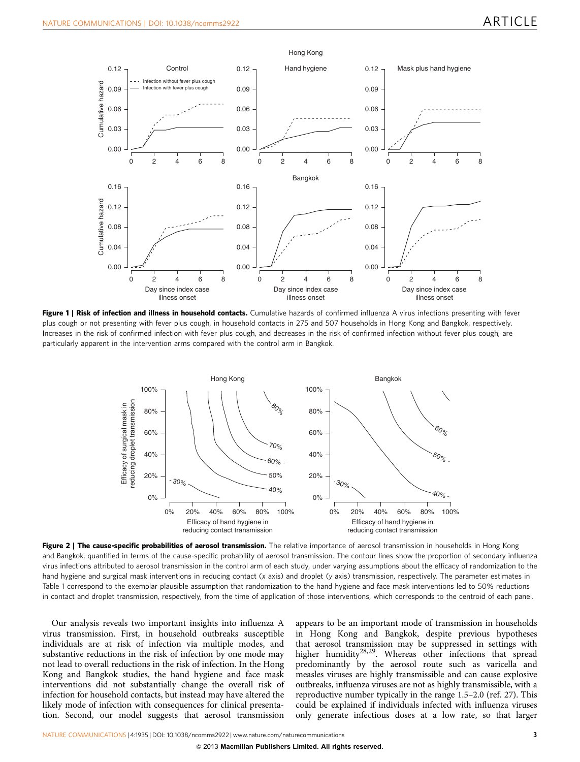**Figure 1 | Risk of infection and illness in household contacts.** Cumulative hazards of confirmed influenza A virus infections presenting with fever plus cough or not presenting with fever plus cough, in household contacts in 275 and 507 households in Hong Kong and Bangkok, respectively. Increases in the risk of confirmed infection with fever plus cough, and decreases in the risk of confirmed infection without fever plus cough, are particularly apparent in the intervention arms compared with the control arm in Bangkok.

**Figure 2 | The cause-specific probabilities of aerosol transmission.** The relative importance of aerosol transmission in households in Hong Kong and Bangkok, quantified in terms of the cause-specific probability of aerosol transmission. The contour lines show the proportion of secondary influenza virus infections attributed to aerosol transmission in the control arm of each study, under varying assumptions about the efficacy of randomization to the hand hygiene and surgical mask interventions in reducing contact (*x* axis) and droplet (*y* axis) transmission, respectively. The parameter estimates in Table 1 correspond to the exemplar plausible assumption that randomization to the hand hygiene and face mask interventions led to 50% reductions in contact and droplet transmission, respectively, from the time of application of those interventions, which corresponds to the centroid of each panel.

Our analysis reveals two important insights into influenza A virus transmission. First, in household outbreaks susceptible individuals are at risk of infection via multiple modes, and substantive reductions in the risk of infection by one mode may not lead to overall reductions in the risk of infection. In the Hong Kong and Bangkok studies, the hand hygiene and face mask interventions did not substantially change the overall risk of infection for household contacts, but instead may have altered the likely mode of infection with consequences for clinical presentation. Second, our model suggests that aerosol transmission appears to be an important mode of transmission in households in Hong Kong and Bangkok, despite previous hypotheses that aerosol transmission may be suppressed in settings with higher humidity[28,29]. Whereas other infections that spread predominantly by the aerosol route such as varicella and measles viruses are highly transmissible and can cause explosive outbreaks, influenza viruses are not as highly transmissible, with a reproductive number typically in the range 1.5–2.0 (ref. 27). This could be explained if individuals infected with influenza viruses only generate infectious doses at a low rate, so that larger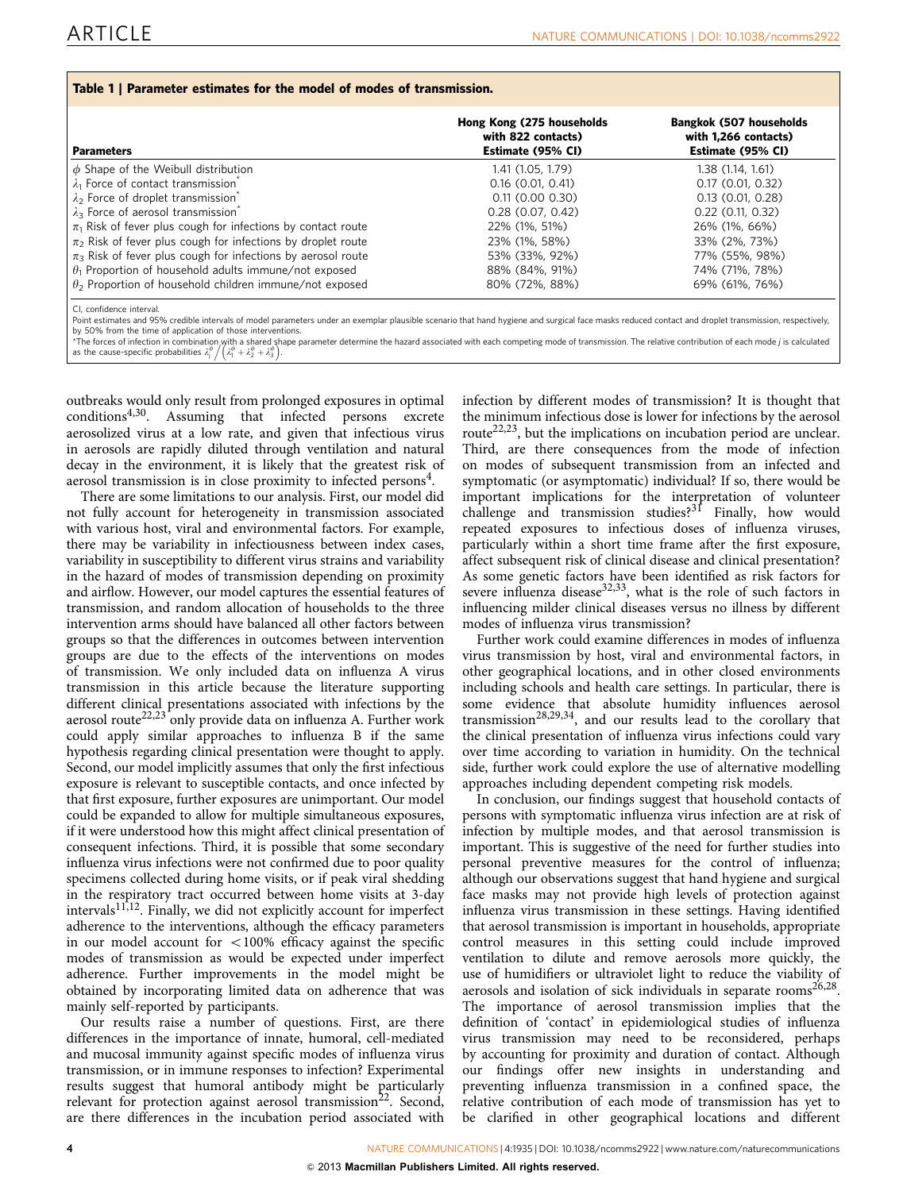**Table 1 | Parameter estimates for the model of modes of transmission.**

| Parameters | Hong Kong (275 households with 822 contacts) Estimate (95% CI) | Bangkok (507 households with 1,266 contacts) Estimate (95% CI) |
|---|---|---|
| $\phi$ Shape of the Weibull distribution | 1.41 (1.05, 1.79) | 1.38 (1.14, 1.61) |
| $\lambda_1$ Force of contact transmission* | 0.16 (0.01, 0.41) | 0.17 (0.01, 0.32) |
| $\lambda_2$ Force of droplet transmission* | 0.11 (0.00 0.30) | 0.13 (0.01, 0.28) |
| $\lambda_3$ Force of aerosol transmission* | 0.28 (0.07, 0.42) | 0.22 (0.11, 0.32) |
| $\pi_1$ Risk of fever plus cough for infections by contact route | 22% (1%, 51%) | 26% (1%, 66%) |
| $\pi_2$ Risk of fever plus cough for infections by droplet route | 23% (1%, 58%) | 33% (2%, 73%) |
| $\pi_3$ Risk of fever plus cough for infections by aerosol route | 53% (33%, 92%) | 77% (55%, 98%) |
| $\theta_1$ Proportion of household adults immune/not exposed | 88% (84%, 91%) | 74% (71%, 78%) |
| $\theta_2$ Proportion of household children immune/not exposed | 80% (72%, 88%) | 69% (61%, 76%) |

CI, confidence interval.
Point estimates and 95% credible intervals of model parameters under an exemplar plausible scenario that hand hygiene and surgical face masks reduced contact and droplet transmission, respectively, by 50% from the time of application of those interventions.
*The forces of infection in combination with a shared shape parameter determine the hazard associated with each competing mode of transmission. The relative contribution of each mode $j$ is calculated as the cause-specific probabilities $\lambda_j^{\phi} / \left(\lambda_1^{\phi} + \lambda_2^{\phi} + \lambda_3^{\phi}\right)$.

outbreaks would only result from prolonged exposures in optimal conditions[4,30]. Assuming that infected persons excrete aerosolized virus at a low rate, and given that infectious virus in aerosols are rapidly diluted through ventilation and natural decay in the environment, it is likely that the greatest risk of aerosol transmission is in close proximity to infected persons[4].

There are some limitations to our analysis. First, our model did not fully account for heterogeneity in transmission associated with various host, viral and environmental factors. For example, there may be variability in infectiousness between index cases, variability in susceptibility to different virus strains and variability in the hazard of modes of transmission depending on proximity and airflow. However, our model captures the essential features of transmission, and random allocation of households to the three intervention arms should have balanced all other factors between groups so that the differences in outcomes between intervention groups are due to the effects of the interventions on modes of transmission. We only included data on influenza A virus transmission in this article because the literature supporting different clinical presentations associated with infections by the aerosol route[22,23] only provide data on influenza A. Further work could apply similar approaches to influenza B if the same hypothesis regarding clinical presentation were thought to apply. Second, our model implicitly assumes that only the first infectious exposure is relevant to susceptible contacts, and once infected by that first exposure, further exposures are unimportant. Our model could be expanded to allow for multiple simultaneous exposures, if it were understood how this might affect clinical presentation of consequent infections. Third, it is possible that some secondary influenza virus infections were not confirmed due to poor quality specimens collected during home visits, or if peak viral shedding in the respiratory tract occurred between home visits at 3-day intervals[11,12]. Finally, we did not explicitly account for imperfect adherence to the interventions, although the efficacy parameters in our model account for <100% efficacy against the specific modes of transmission as would be expected under imperfect adherence. Further improvements in the model might be obtained by incorporating limited data on adherence that was mainly self-reported by participants.

Our results raise a number of questions. First, are there differences in the importance of innate, humoral, cell-mediated and mucosal immunity against specific modes of influenza virus transmission, or in immune responses to infection? Experimental results suggest that humoral antibody might be particularly relevant for protection against aerosol transmission[22]. Second, are there differences in the incubation period associated with infection by different modes of transmission? It is thought that the minimum infectious dose is lower for infections by the aerosol route[22,23], but the implications on incubation period are unclear. Third, are there consequences from the mode of infection on modes of subsequent transmission from an infected and symptomatic (or asymptomatic) individual? If so, there would be important implications for the interpretation of volunteer challenge and transmission studies?[31] Finally, how would repeated exposures to infectious doses of influenza viruses, particularly within a short time frame after the first exposure, affect subsequent risk of clinical disease and clinical presentation? As some genetic factors have been identified as risk factors for severe influenza disease[32,33], what is the role of such factors in influencing milder clinical diseases versus no illness by different modes of influenza virus transmission?

Further work could examine differences in modes of influenza virus transmission by host, viral and environmental factors, in other geographical locations, and in other closed environments including schools and health care settings. In particular, there is some evidence that absolute humidity influences aerosol transmission[28,29,34], and our results lead to the corollary that the clinical presentation of influenza virus infections could vary over time according to variation in humidity. On the technical side, further work could explore the use of alternative modelling approaches including dependent competing risk models.

In conclusion, our findings suggest that household contacts of persons with symptomatic influenza virus infection are at risk of infection by multiple modes, and that aerosol transmission is important. This is suggestive of the need for further studies into personal preventive measures for the control of influenza; although our observations suggest that hand hygiene and surgical face masks may not provide high levels of protection against influenza virus transmission in these settings. Having identified that aerosol transmission is important in households, appropriate control measures in this setting could include improved ventilation to dilute and remove aerosols more quickly, the use of humidifiers or ultraviolet light to reduce the viability of aerosols and isolation of sick individuals in separate rooms[26,28]. The importance of aerosol transmission implies that the definition of 'contact' in epidemiological studies of influenza virus transmission may need to be reconsidered, perhaps by accounting for proximity and duration of contact. Although our findings offer new insights in understanding and preventing influenza transmission in a confined space, the relative contribution of each mode of transmission has yet to be clarified in other geographical locations and different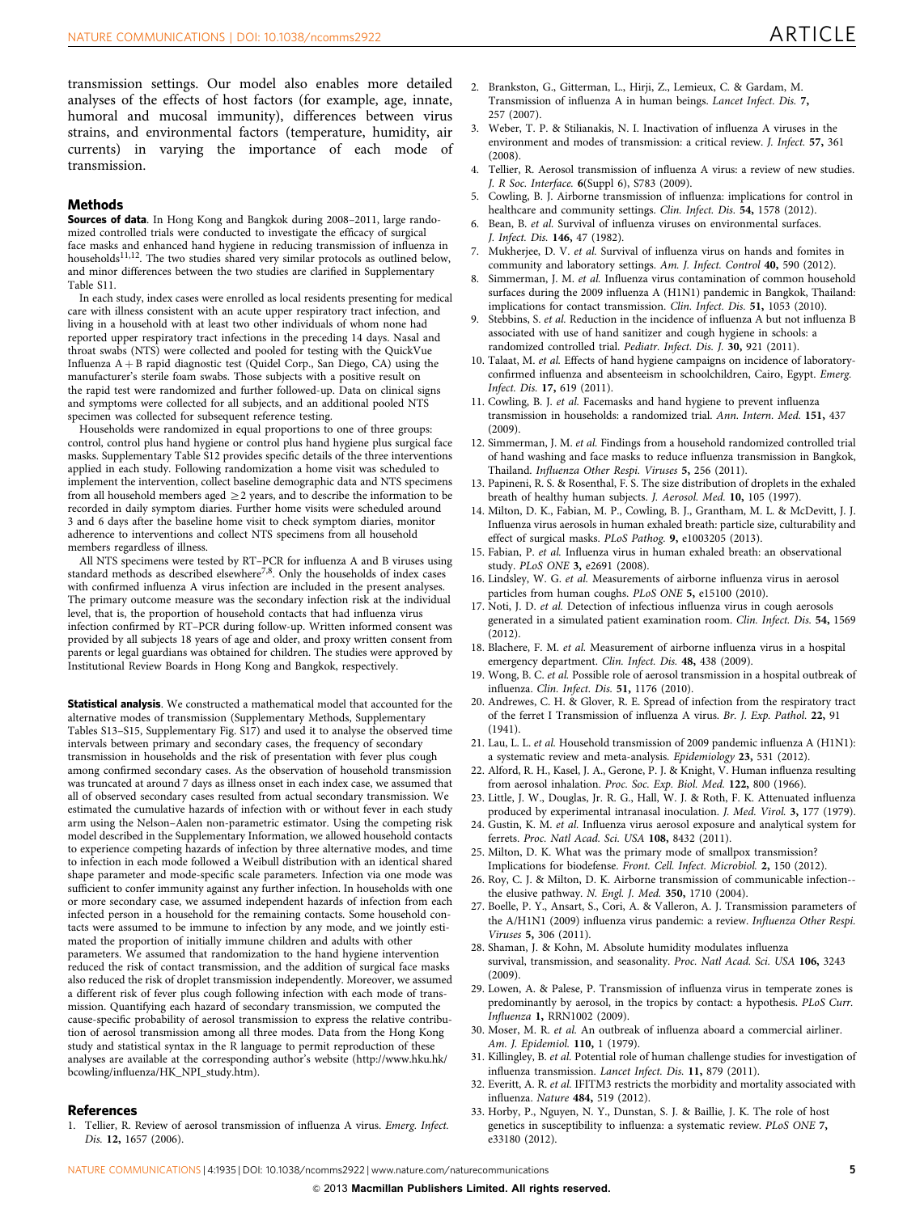transmission settings. Our model also enables more detailed analyses of the effects of host factors (for example, age, innate, humoral and mucosal immunity), differences between virus strains, and environmental factors (temperature, humidity, air currents) in varying the importance of each mode of transmission.

## Methods

**Sources of data**. In Hong Kong and Bangkok during 2008–2011, large randomized controlled trials were conducted to investigate the efficacy of surgical face masks and enhanced hand hygiene in reducing transmission of influenza in households[11,12]. The two studies shared very similar protocols as outlined below, and minor differences between the two studies are clarified in Supplementary Table S11.

In each study, index cases were enrolled as local residents presenting for medical care with illness consistent with an acute upper respiratory tract infection, and living in a household with at least two other individuals of whom none had reported upper respiratory tract infections in the preceding 14 days. Nasal and throat swabs (NTS) were collected and pooled for testing with the QuickVue Influenza A + B rapid diagnostic test (Quidel Corp., San Diego, CA) using the manufacturer's sterile foam swabs. Those subjects with a positive result on the rapid test were randomized and further followed-up. Data on clinical signs and symptoms were collected for all subjects, and an additional pooled NTS specimen was collected for subsequent reference testing.

Households were randomized in equal proportions to one of three groups: control, control plus hand hygiene or control plus hand hygiene plus surgical face masks. Supplementary Table S12 provides specific details of the three interventions applied in each study. Following randomization a home visit was scheduled to implement the intervention, collect baseline demographic data and NTS specimens from all household members aged $\geq$2 years, and to describe the information to be recorded in daily symptom diaries. Further home visits were scheduled around 3 and 6 days after the baseline home visit to check symptom diaries, monitor adherence to interventions and collect NTS specimens from all household members regardless of illness.

All NTS specimens were tested by RT–PCR for influenza A and B viruses using standard methods as described elsewhere[7,8]. Only the households of index cases with confirmed influenza A virus infection are included in the present analyses. The primary outcome measure was the secondary infection risk at the individual level, that is, the proportion of household contacts that had influenza virus infection confirmed by RT–PCR during follow-up. Written informed consent was provided by all subjects 18 years of age and older, and proxy written consent from parents or legal guardians was obtained for children. The studies were approved by Institutional Review Boards in Hong Kong and Bangkok, respectively.

**Statistical analysis**. We constructed a mathematical model that accounted for the alternative modes of transmission (Supplementary Methods, Supplementary Tables S13–S15, Supplementary Fig. S17) and used it to analyse the observed time intervals between primary and secondary cases, the frequency of secondary transmission in households and the risk of presentation with fever plus cough among confirmed secondary cases. As the observation of household transmission was truncated at around 7 days as illness onset in each index case, we assumed that all of observed secondary cases resulted from actual secondary transmission. We estimated the cumulative hazards of infection with or without fever in each study arm using the Nelson–Aalen non-parametric estimator. Using the competing risk model described in the Supplementary Information, we allowed household contacts to experience competing hazards of infection by three alternative modes, and time to infection in each mode followed a Weibull distribution with an identical shared shape parameter and mode-specific scale parameters. Infection via one mode was sufficient to confer immunity against any further infection. In households with one or more secondary case, we assumed independent hazards of infection from each infected person in a household for the remaining contacts. Some household contacts were assumed to be immune to infection by any mode, and we jointly estimated the proportion of initially immune children and adults with other parameters. We assumed that randomization to the hand hygiene intervention reduced the risk of contact transmission, and the addition of surgical face masks also reduced the risk of droplet transmission independently. Moreover, we assumed a different risk of fever plus cough following infection with each mode of transmission. Quantifying each hazard of secondary transmission, we computed the cause-specific probability of aerosol transmission to express the relative contribution of aerosol transmission among all three modes. Data from the Hong Kong study and statistical syntax in the R language to permit reproduction of these analyses are available at the corresponding author's website (http://www.hku.hk/bcowling/influenza/HK_NPI_study.htm).

## References

1. Tellier, R. Review of aerosol transmission of influenza A virus. *Emerg. Infect. Dis.* **12,** 1657 (2006).
2. Brankston, G., Gitterman, L., Hirji, Z., Lemieux, C. & Gardam, M. Transmission of influenza A in human beings. *Lancet Infect. Dis.* **7,** 257 (2007).
3. Weber, T. P. & Stilianakis, N. I. Inactivation of influenza A viruses in the environment and modes of transmission: a critical review. *J. Infect.* **57,** 361 (2008).
4. Tellier, R. Aerosol transmission of influenza A virus: a review of new studies. *J. R Soc. Interface.* **6**(Suppl 6), S783 (2009).
5. Cowling, B. J. Airborne transmission of influenza: implications for control in healthcare and community settings. *Clin. Infect. Dis.* **54,** 1578 (2012).
6. Bean, B. *et al.* Survival of influenza viruses on environmental surfaces. *J. Infect. Dis.* **146,** 47 (1982).
7. Mukherjee, D. V. *et al.* Survival of influenza virus on hands and fomites in community and laboratory settings. *Am. J. Infect. Control* **40,** 590 (2012).
8. Simmerman, J. M. *et al.* Influenza virus contamination of common household surfaces during the 2009 influenza A (H1N1) pandemic in Bangkok, Thailand: implications for contact transmission. *Clin. Infect. Dis.* **51,** 1053 (2010).
9. Stebbins, S. *et al.* Reduction in the incidence of influenza A but not influenza B associated with use of hand sanitizer and cough hygiene in schools: a randomized controlled trial. *Pediatr. Infect. Dis. J.* **30,** 921 (2011).
10. Talaat, M. *et al.* Effects of hand hygiene campaigns on incidence of laboratory-confirmed influenza and absenteeism in schoolchildren, Cairo, Egypt. *Emerg. Infect. Dis.* **17,** 619 (2011).
11. Cowling, B. J. *et al.* Facemasks and hand hygiene to prevent influenza transmission in households: a randomized trial. *Ann. Intern. Med.* **151,** 437 (2009).
12. Simmerman, J. M. *et al.* Findings from a household randomized controlled trial of hand washing and face masks to reduce influenza transmission in Bangkok, Thailand. *Influenza Other Respi. Viruses* **5,** 256 (2011).
13. Papineni, R. S. & Rosenthal, F. S. The size distribution of droplets in the exhaled breath of healthy human subjects. *J. Aerosol. Med.* **10,** 105 (1997).
14. Milton, D. K., Fabian, M. P., Cowling, B. J., Grantham, M. L. & McDevitt, J. J. Influenza virus aerosols in human exhaled breath: particle size, culturability and effect of surgical masks. *PLoS Pathog.* **9,** e1003205 (2013).
15. Fabian, P. *et al.* Influenza virus in human exhaled breath: an observational study. *PLoS ONE* **3,** e2691 (2008).
16. Lindsley, W. G. *et al.* Measurements of airborne influenza virus in aerosol particles from human coughs. *PLoS ONE* **5,** e15100 (2010).
17. Noti, J. D. *et al.* Detection of infectious influenza virus in cough aerosols generated in a simulated patient examination room. *Clin. Infect. Dis.* **54,** 1569 (2012).
18. Blachere, F. M. *et al.* Measurement of airborne influenza virus in a hospital emergency department. *Clin. Infect. Dis.* **48,** 438 (2009).
19. Wong, B. C. *et al.* Possible role of aerosol transmission in a hospital outbreak of influenza. *Clin. Infect. Dis.* **51,** 1176 (2010).
20. Andrewes, C. H. & Glover, R. E. Spread of infection from the respiratory tract of the ferret I Transmission of influenza A virus. *Br. J. Exp. Pathol.* **22,** 91 (1941).
21. Lau, L. L. *et al.* Household transmission of 2009 pandemic influenza A (H1N1): a systematic review and meta-analysis. *Epidemiology* **23,** 531 (2012).
22. Alford, R. H., Kasel, J. A., Gerone, P. J. & Knight, V. Human influenza resulting from aerosol inhalation. *Proc. Soc. Exp. Biol. Med.* **122,** 800 (1966).
23. Little, J. W., Douglas, Jr. R. G., Hall, W. J. & Roth, F. K. Attenuated influenza produced by experimental intranasal inoculation. *J. Med. Virol.* **3,** 177 (1979).
24. Gustin, K. M. *et al.* Influenza virus aerosol exposure and analytical system for ferrets. *Proc. Natl Acad. Sci. USA* **108,** 8432 (2011).
25. Milton, D. K. What was the primary mode of smallpox transmission? Implications for biodefense. *Front. Cell. Infect. Microbiol.* **2,** 150 (2012).
26. Roy, C. J. & Milton, D. K. Airborne transmission of communicable infection--the elusive pathway. *N. Engl. J. Med.* **350,** 1710 (2004).
27. Boelle, P. Y., Ansart, S., Cori, A. & Valleron, A. J. Transmission parameters of the A/H1N1 (2009) influenza virus pandemic: a review. *Influenza Other Respi. Viruses* **5,** 306 (2011).
28. Shaman, J. & Kohn, M. Absolute humidity modulates influenza survival, transmission, and seasonality. *Proc. Natl Acad. Sci. USA* **106,** 3243 (2009).
29. Lowen, A. & Palese, P. Transmission of influenza virus in temperate zones is predominantly by aerosol, in the tropics by contact: a hypothesis. *PLoS Curr. Influenza* **1,** RRN1002 (2009).
30. Moser, M. R. *et al.* An outbreak of influenza aboard a commercial airliner. *Am. J. Epidemiol.* **110,** 1 (1979).
31. Killingley, B. *et al.* Potential role of human challenge studies for investigation of influenza transmission. *Lancet Infect. Dis.* **11,** 879 (2011).
32. Everitt, A. R. *et al.* IFITM3 restricts the morbidity and mortality associated with influenza. *Nature* **484,** 519 (2012).
33. Horby, P., Nguyen, N. Y., Dunstan, S. J. & Baillie, J. K. The role of host genetics in susceptibility to influenza: a systematic review. *PLoS ONE* **7,** e33180 (2012).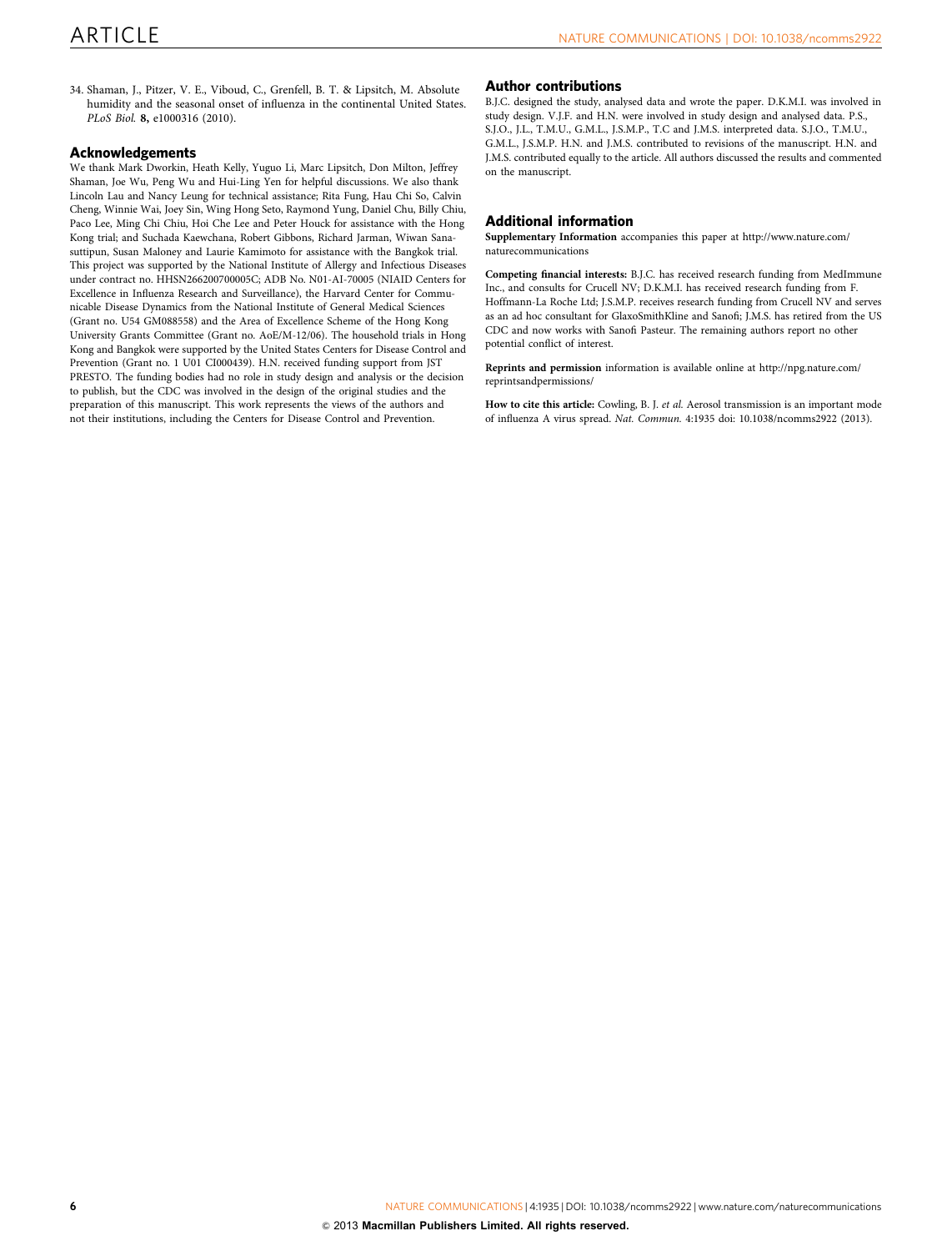34. Shaman, J., Pitzer, V. E., Viboud, C., Grenfell, B. T. & Lipsitch, M. Absolute humidity and the seasonal onset of influenza in the continental United States. *PLoS Biol.* **8,** e1000316 (2010).

## Acknowledgements

We thank Mark Dworkin, Heath Kelly, Yuguo Li, Marc Lipsitch, Don Milton, Jeffrey Shaman, Joe Wu, Peng Wu and Hui-Ling Yen for helpful discussions. We also thank Lincoln Lau and Nancy Leung for technical assistance; Rita Fung, Hau Chi So, Calvin Cheng, Winnie Wai, Joey Sin, Wing Hong Seto, Raymond Yung, Daniel Chu, Billy Chiu, Paco Lee, Ming Chi Chiu, Hoi Che Lee and Peter Houck for assistance with the Hong Kong trial; and Suchada Kaewchana, Robert Gibbons, Richard Jarman, Wiwan Sanasuttipun, Susan Maloney and Laurie Kamimoto for assistance with the Bangkok trial. This project was supported by the National Institute of Allergy and Infectious Diseases under contract no. HHSN266200700005C; ADB No. N01-AI-70005 (NIAID Centers for Excellence in Influenza Research and Surveillance), the Harvard Center for Communicable Disease Dynamics from the National Institute of General Medical Sciences (Grant no. U54 GM088558) and the Area of Excellence Scheme of the Hong Kong University Grants Committee (Grant no. AoE/M-12/06). The household trials in Hong Kong and Bangkok were supported by the United States Centers for Disease Control and Prevention (Grant no. 1 U01 CI000439). H.N. received funding support from JST PRESTO. The funding bodies had no role in study design and analysis or the decision to publish, but the CDC was involved in the design of the original studies and the preparation of this manuscript. This work represents the views of the authors and not their institutions, including the Centers for Disease Control and Prevention.

## Author contributions

B.J.C. designed the study, analysed data and wrote the paper. D.K.M.I. was involved in study design. V.J.F. and H.N. were involved in study design and analysed data. P.S., S.J.O., J.L., T.M.U., G.M.L., J.S.M.P., T.C and J.M.S. interpreted data. S.J.O., T.M.U., G.M.L., J.S.M.P. H.N. and J.M.S. contributed to revisions of the manuscript. H.N. and J.M.S. contributed equally to the article. All authors discussed the results and commented on the manuscript.

## Additional information

**Supplementary Information** accompanies this paper at http://www.nature.com/naturecommunications

**Competing financial interests:** B.J.C. has received research funding from MedImmune Inc., and consults for Crucell NV; D.K.M.I. has received research funding from F. Hoffmann-La Roche Ltd; J.S.M.P. receives research funding from Crucell NV and serves as an ad hoc consultant for GlaxoSmithKline and Sanofi; J.M.S. has retired from the US CDC and now works with Sanofi Pasteur. The remaining authors report no other potential conflict of interest.

**Reprints and permission** information is available online at http://npg.nature.com/reprintsandpermissions/

**How to cite this article:** Cowling, B. J. *et al.* Aerosol transmission is an important mode of influenza A virus spread. *Nat. Commun.* 4:1935 doi: 10.1038/ncomms2922 (2013).